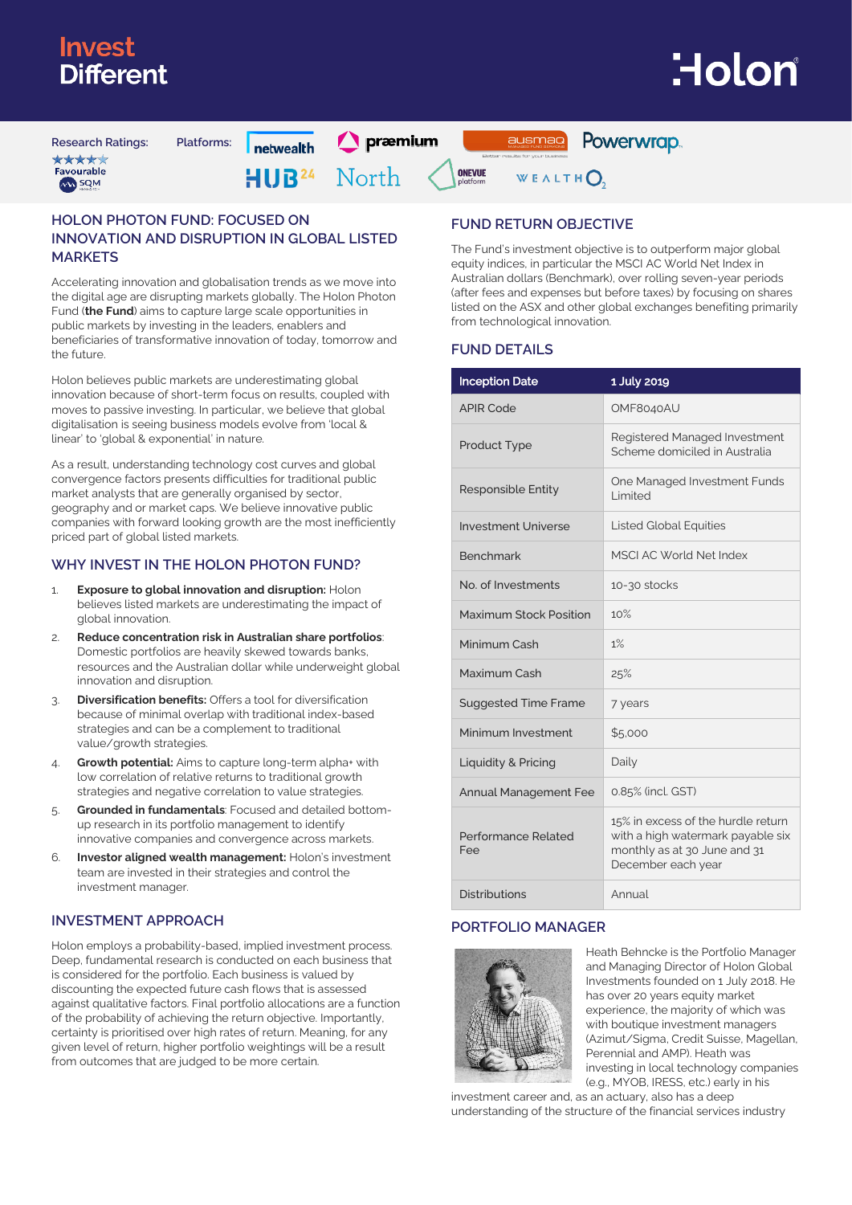**Invest Different**

Holon

Research Ratings: ★★★★☆ Favourable SQM

Platforms: netwealth, praemium, ausmaq, Powerwrap, HUB24, North, ONEVUE platform, WEALTHO2

## HOLON PHOTON FUND: FOCUSED ON INNOVATION AND DISRUPTION IN GLOBAL LISTED MARKETS

Accelerating innovation and globalisation trends as we move into the digital age are disrupting markets globally. The Holon Photon Fund (**the Fund**) aims to capture large scale opportunities in public markets by investing in the leaders, enablers and beneficiaries of transformative innovation of today, tomorrow and the future.

Holon believes public markets are underestimating global innovation because of short-term focus on results, coupled with moves to passive investing. In particular, we believe that global digitalisation is seeing business models evolve from 'local & linear' to 'global & exponential' in nature.

As a result, understanding technology cost curves and global convergence factors presents difficulties for traditional public market analysts that are generally organised by sector, geography and or market caps. We believe innovative public companies with forward looking growth are the most inefficiently priced part of global listed markets.

## WHY INVEST IN THE HOLON PHOTON FUND?

1. **Exposure to global innovation and disruption:** Holon believes listed markets are underestimating the impact of global innovation.
2. **Reduce concentration risk in Australian share portfolios**: Domestic portfolios are heavily skewed towards banks, resources and the Australian dollar while underweight global innovation and disruption.
3. **Diversification benefits:** Offers a tool for diversification because of minimal overlap with traditional index-based strategies and can be a complement to traditional value/growth strategies.
4. **Growth potential:** Aims to capture long-term alpha+ with low correlation of relative returns to traditional growth strategies and negative correlation to value strategies.
5. **Grounded in fundamentals**: Focused and detailed bottom-up research in its portfolio management to identify innovative companies and convergence factors across markets.
6. **Investor aligned wealth management:** Holon's investment team are invested in their strategies and control the investment manager.

## INVESTMENT APPROACH

Holon employs a probability-based, implied investment process. Deep, fundamental research is conducted on each business that is considered for the portfolio. Each business is valued by discounting the expected future cash flows that is assessed against qualitative factors. Final portfolio allocations are a function of the probability of achieving the return objective. Importantly, certainty is prioritised over high rates of return. Meaning, for any given level of return, higher portfolio weightings will be a result from outcomes that are judged to be more certain.

## FUND RETURN OBJECTIVE

The Fund's investment objective is to outperform major global equity indices, in particular the MSCI AC World Net Index in Australian dollars (Benchmark), over rolling seven-year periods (after fees and expenses but before taxes) by focusing on shares listed on the ASX and other global exchanges benefiting primarily from technological innovation.

## FUND DETAILS

| Inception Date | 1 July 2019 |
|---|---|
| APIR Code | OMF8040AU |
| Product Type | Registered Managed Investment Scheme domiciled in Australia |
| Responsible Entity | One Managed Investment Funds Limited |
| Investment Universe | Listed Global Equities |
| Benchmark | MSCI AC World Net Index |
| No. of Investments | 10-30 stocks |
| Maximum Stock Position | 10% |
| Minimum Cash | 1% |
| Maximum Cash | 25% |
| Suggested Time Frame | 7 years |
| Minimum Investment | $5,000 |
| Liquidity & Pricing | Daily |
| Annual Management Fee | 0.85% (incl. GST) |
| Performance Related Fee | 15% in excess of the hurdle return with a high watermark payable six monthly as at 30 June and 31 December each year |
| Distributions | Annual |

## PORTFOLIO MANAGER

Heath Behncke is the Portfolio Manager and Managing Director of Holon Global Investments founded on 1 July 2018. He has over 20 years equity market experience, the majority of which was with boutique investment managers (Azimut/Sigma, Credit Suisse, Magellan, Perennial and AMP). Heath was investing in local technology companies (e.g., MYOB, IRESS, etc.) early in his investment career and, as an actuary, also has a deep understanding of the structure of the financial services industry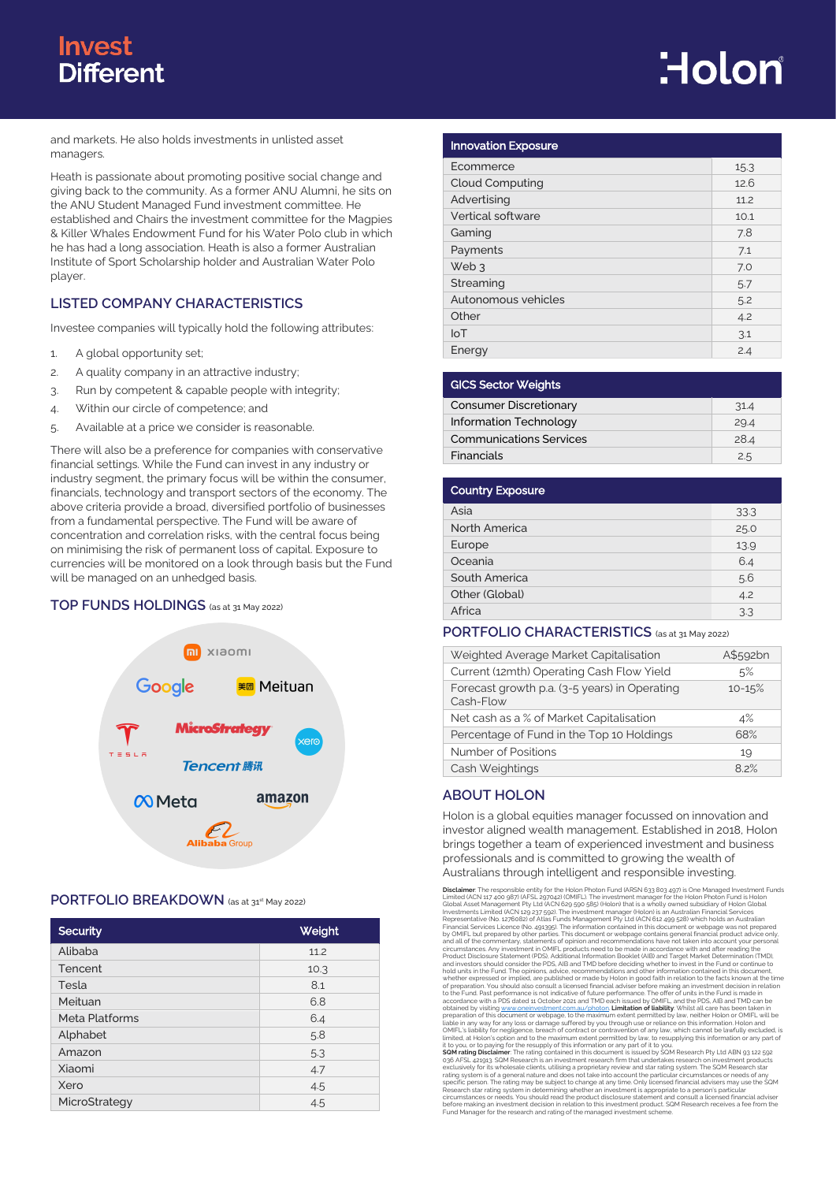and markets. He also holds investments in unlisted asset managers.

Heath is passionate about promoting positive social change and giving back to the community. As a former ANU Alumni, he sits on the ANU Student Managed Fund investment committee. He established and Chairs the investment committee for the Magpies & Killer Whales Endowment Fund for his Water Polo club in which he has had a long association. Heath is also a former Australian Institute of Sport Scholarship holder and Australian Water Polo player.

## LISTED COMPANY CHARACTERISTICS

Investee companies will typically hold the following attributes:

1. A global opportunity set;
2. A quality company in an attractive industry;
3. Run by competent & capable people with integrity;
4. Within our circle of competence; and
5. Available at a price we consider is reasonable.

There will also be a preference for companies with conservative financial settings. While the Fund can invest in any industry or industry segment, the primary focus will be within the consumer, financials, technology and transport sectors of the economy. The above criteria provide a broad, diversified portfolio of businesses from a fundamental perspective. The Fund will be aware of concentration and correlation risks, with the central focus being on minimising the risk of permanent loss of capital. Exposure to currencies will be monitored on a look through basis but the Fund will be managed on an unhedged basis.

## TOP FUNDS HOLDINGS (as at 31 May 2022)

xiaomi
Google
Meituan
Tesla
MicroStrategy
xero
Tencent 腾讯
Meta
amazon
Alibaba Group

## PORTFOLIO BREAKDOWN (as at 31st May 2022)

| Security | Weight |
|---|---|
| Alibaba | 11.2 |
| Tencent | 10.3 |
| Tesla | 8.1 |
| Meituan | 6.8 |
| Meta Platforms | 6.4 |
| Alphabet | 5.8 |
| Amazon | 5.3 |
| Xiaomi | 4.7 |
| Xero | 4.5 |
| MicroStrategy | 4.5 |

| Innovation Exposure | |
|---|---|
| Ecommerce | 15.3 |
| Cloud Computing | 12.6 |
| Advertising | 11.2 |
| Vertical software | 10.1 |
| Gaming | 7.8 |
| Payments | 7.1 |
| Web 3 | 7.0 |
| Streaming | 5.7 |
| Autonomous vehicles | 5.2 |
| Other | 4.2 |
| IoT | 3.1 |
| Energy | 2.4 |

| GICS Sector Weights | |
|---|---|
| Consumer Discretionary | 31.4 |
| Information Technology | 29.4 |
| Communications Services | 28.4 |
| Financials | 2.5 |

| Country Exposure | |
|---|---|
| Asia | 33.3 |
| North America | 25.0 |
| Europe | 13.9 |
| Oceania | 6.4 |
| South America | 5.6 |
| Other (Global) | 4.2 |
| Africa | 3.3 |

## PORTFOLIO CHARACTERISTICS (as at 31 May 2022)

| | |
|---|---|
| Weighted Average Market Capitalisation | A$592bn |
| Current (12mth) Operating Cash Flow Yield | 5% |
| Forecast growth p.a. (3-5 years) in Operating Cash-Flow | 10-15% |
| Net cash as a % of Market Capitalisation | 4% |
| Percentage of Fund in the Top 10 Holdings | 68% |
| Number of Positions | 19 |
| Cash Weightings | 8.2% |

## ABOUT HOLON

Holon is a global equities manager focussed on innovation and investor aligned wealth management. Established in 2018, Holon brings together a team of experienced investment and business professionals and is committed to growing the wealth of Australians through intelligent and responsible investing.

**Disclaimer**: The responsible entity for the Holon Photon Fund (ARSN 633 803 497) is One Managed Investment Funds Limited (ACN 117 400 987) (AFSL 297042) (OMIFL). The investment manager for the Holon Photon Fund is Holon Global Asset Management Pty Ltd (ACN 629 590 585) (Holon) that is a wholly owned subsidiary of Holon Global Investments Limited (ACN 129 237 592). The investment manager (Holon) is an Australian Financial Services Representative (No. 1276082) of Atlas Funds Management Pty Ltd (ACN 612 499 528) which holds an Australian Financial Services Licence (No. 491395). The information contained in this document or webpage was not prepared by OMIFL but prepared by other parties. This document or webpage contains general financial product advice only, and all of the commentary, statements of opinion and recommendations have not taken into account your personal circumstances. Any investment in OMIFL products need to be made in accordance with and after reading the Product Disclosure Statement (PDS), Additional Information Booklet (AIB) and Target Market Determination (TMD), and investors should consider the PDS, AIB and TMD before deciding whether to invest in the Fund or continue to hold units in the Fund. The opinions, advice, recommendations and other information contained in this document, whether expressed or implied, are published or made by Holon in good faith in relation to the facts known at the time of preparation. You should also consult a licensed financial adviser before making an investment decision in relation to the Fund. Past performance is not indicative of future performance. The offer of units in the Fund is made in accordance with a PDS dated 11 October 2021 and TMD each issued by OMIFL, and the PDS, AIB and TMD can be obtained by visiting www.oneinvestment.com.au/photon. **Limitation of liability**: Whilst all care has been taken in preparation of this document or webpage, to the maximum extent permitted by law, neither Holon or OMIFL will be liable in any way for any loss or damage suffered by you through use or reliance on this information. Holon and OMIFL's liability for negligence, breach of contract or contravention of any law, which cannot be lawfully excluded, is limited, at Holon's option and to the maximum extent permitted by law, to resupplying this information or any part of it to you, or to paying for the resupply of this information or any part of it to you.
**SQM rating Disclaimer**: The rating contained in this document is issued by SQM Research Pty Ltd ABN 93 122 592 036 AFSL 421913. SQM Research is an investment research firm that undertakes research on investment products exclusively for its wholesale clients, utilising a proprietary review and star rating system. The SQM Research star rating system is of a general nature and does not take into account the particular circumstances or needs of any specific person. The rating may be subject to change at any time. Only licensed financial advisers may use the SQM Research star rating system in determining whether an investment is appropriate to a person's particular circumstances or needs. You should read the product disclosure statement and consult a licensed financial adviser before making an investment decision in relation to this investment product. SQM Research receives a fee from the Fund Manager for the research and rating of the managed investment scheme.